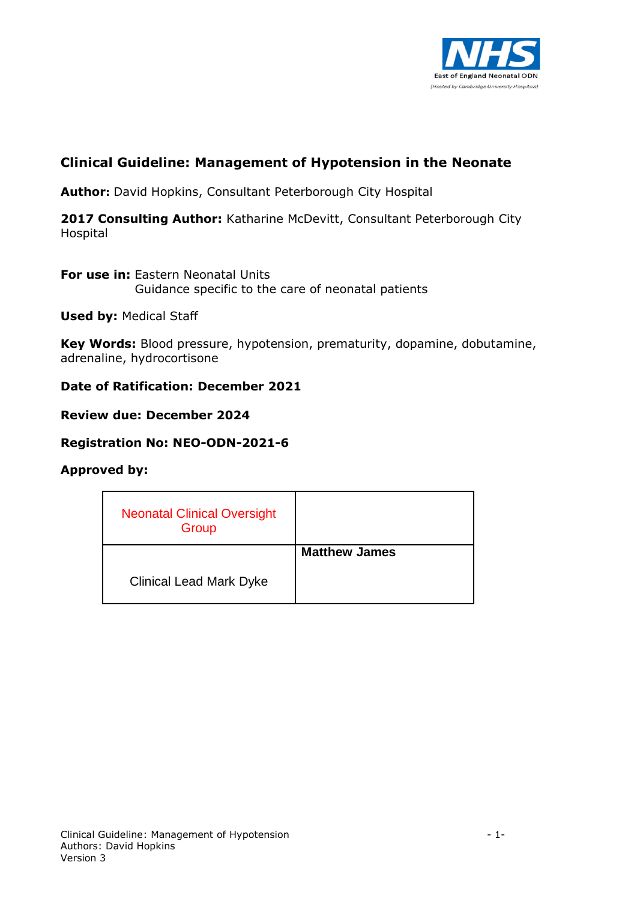East of England Neonatal ODN
(Hosted by Cambridge University Hospitals)

# Clinical Guideline: Management of Hypotension in the Neonate

**Author:** David Hopkins, Consultant Peterborough City Hospital

**2017 Consulting Author:** Katharine McDevitt, Consultant Peterborough City Hospital

**For use in:** Eastern Neonatal Units
Guidance specific to the care of neonatal patients

**Used by:** Medical Staff

**Key Words:** Blood pressure, hypotension, prematurity, dopamine, dobutamine, adrenaline, hydrocortisone

**Date of Ratification: December 2021**

**Review due: December 2024**

**Registration No: NEO-ODN-2021-6**

**Approved by:**

| Neonatal Clinical Oversight Group | |
|---|---|
| Clinical Lead Mark Dyke | **Matthew James** |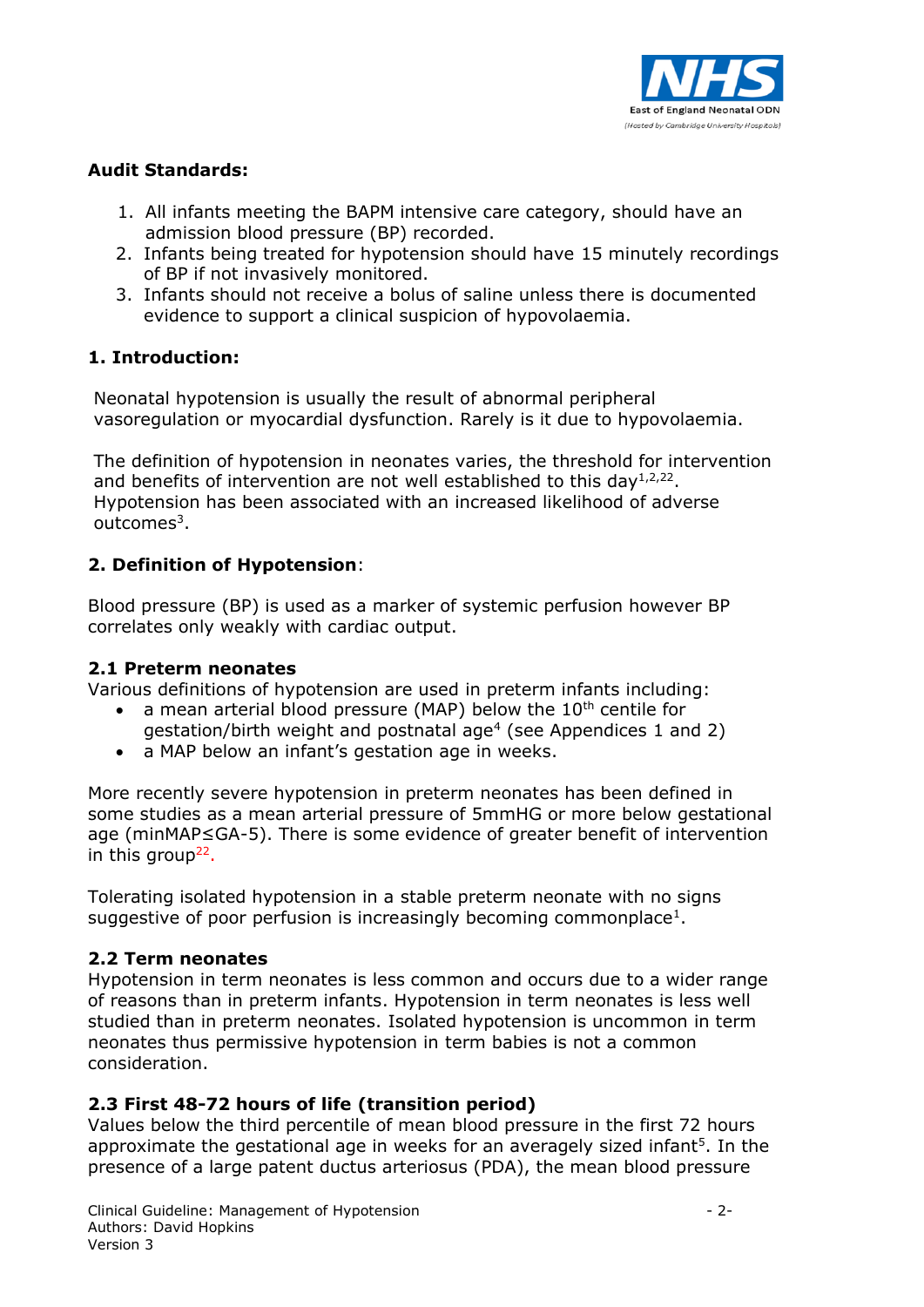**Audit Standards:**

1. All infants meeting the BAPM intensive care category, should have an admission blood pressure (BP) recorded.
2. Infants being treated for hypotension should have 15 minutely recordings of BP if not invasively monitored.
3. Infants should not receive a bolus of saline unless there is documented evidence to support a clinical suspicion of hypovolaemia.

## 1. Introduction:

Neonatal hypotension is usually the result of abnormal peripheral vasoregulation or myocardial dysfunction. Rarely is it due to hypovolaemia.

The definition of hypotension in neonates varies, the threshold for intervention and benefits of intervention are not well established to this day[1,2,22]. Hypotension has been associated with an increased likelihood of adverse outcomes[3].

## 2. Definition of Hypotension:

Blood pressure (BP) is used as a marker of systemic perfusion however BP correlates only weakly with cardiac output.

### 2.1 Preterm neonates

Various definitions of hypotension are used in preterm infants including:

- a mean arterial blood pressure (MAP) below the 10$^{th}$ centile for gestation/birth weight and postnatal age[4] (see Appendices 1 and 2)
- a MAP below an infant's gestation age in weeks.

More recently severe hypotension in preterm neonates has been defined in some studies as a mean arterial pressure of 5mmHG or more below gestational age (minMAP≤GA-5). There is some evidence of greater benefit of intervention in this group[22].

Tolerating isolated hypotension in a stable preterm neonate with no signs suggestive of poor perfusion is increasingly becoming commonplace[1].

### 2.2 Term neonates

Hypotension in term neonates is less common and occurs due to a wider range of reasons than in preterm infants. Hypotension in term neonates is less well studied than in preterm neonates. Isolated hypotension is uncommon in term neonates thus permissive hypotension in term babies is not a common consideration.

### 2.3 First 48-72 hours of life (transition period)

Values below the third percentile of mean blood pressure in the first 72 hours approximate the gestational age in weeks for an averagely sized infant[5]. In the presence of a large patent ductus arteriosus (PDA), the mean blood pressure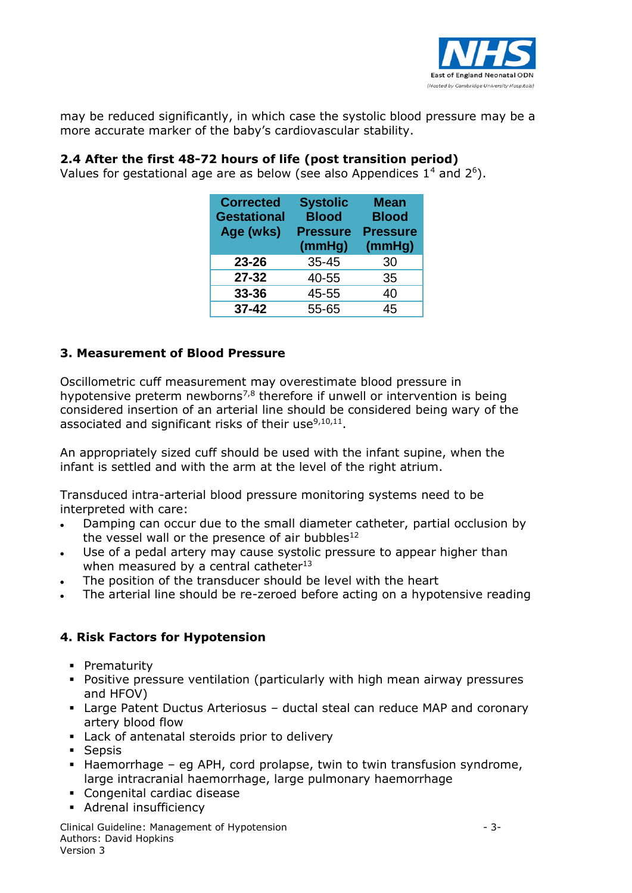may be reduced significantly, in which case the systolic blood pressure may be a more accurate marker of the baby's cardiovascular stability.

### 2.4 After the first 48-72 hours of life (post transition period)

Values for gestational age are as below (see also Appendices 1[4] and 2[6]).

| Corrected Gestational Age (wks) | Systolic Blood Pressure (mmHg) | Mean Blood Pressure (mmHg) |
|---|---|---|
| **23-26** | 35-45 | 30 |
| **27-32** | 40-55 | 35 |
| **33-36** | 45-55 | 40 |
| **37-42** | 55-65 | 45 |

## 3. Measurement of Blood Pressure

Oscillometric cuff measurement may overestimate blood pressure in hypotensive preterm newborns[7,8] therefore if unwell or intervention is being considered insertion of an arterial line should be considered being wary of the associated and significant risks of their use[9,10,11].

An appropriately sized cuff should be used with the infant supine, when the infant is settled and with the arm at the level of the right atrium.

Transduced intra-arterial blood pressure monitoring systems need to be interpreted with care:

- Damping can occur due to the small diameter catheter, partial occlusion by the vessel wall or the presence of air bubbles[12]
- Use of a pedal artery may cause systolic pressure to appear higher than when measured by a central catheter[13]
- The position of the transducer should be level with the heart
- The arterial line should be re-zeroed before acting on a hypotensive reading

## 4. Risk Factors for Hypotension

- Prematurity
- Positive pressure ventilation (particularly with high mean airway pressures and HFOV)
- Large Patent Ductus Arteriosus – ductal steal can reduce MAP and coronary artery blood flow
- Lack of antenatal steroids prior to delivery
- Sepsis
- Haemorrhage – eg APH, cord prolapse, twin to twin transfusion syndrome, large intracranial haemorrhage, large pulmonary haemorrhage
- Congenital cardiac disease
- Adrenal insufficiency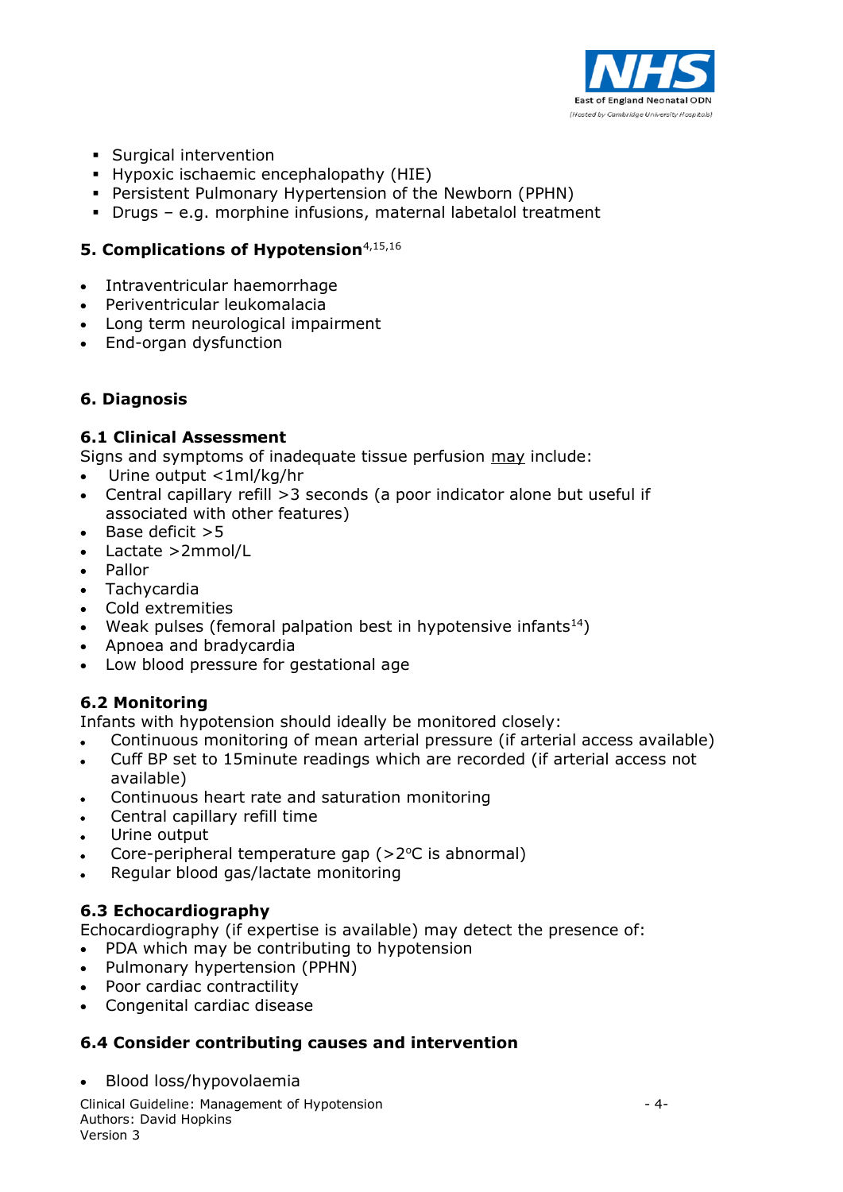- Surgical intervention
- Hypoxic ischaemic encephalopathy (HIE)
- Persistent Pulmonary Hypertension of the Newborn (PPHN)
- Drugs – e.g. morphine infusions, maternal labetalol treatment

## 5. Complications of Hypotension[4,15,16]

- Intraventricular haemorrhage
- Periventricular leukomalacia
- Long term neurological impairment
- End-organ dysfunction

## 6. Diagnosis

### 6.1 Clinical Assessment

Signs and symptoms of inadequate tissue perfusion <u>may</u> include:

- Urine output <1ml/kg/hr
- Central capillary refill >3 seconds (a poor indicator alone but useful if associated with other features)
- Base deficit >5
- Lactate >2mmol/L
- Pallor
- Tachycardia
- Cold extremities
- Weak pulses (femoral palpation best in hypotensive infants[14])
- Apnoea and bradycardia
- Low blood pressure for gestational age

### 6.2 Monitoring

Infants with hypotension should ideally be monitored closely:

- Continuous monitoring of mean arterial pressure (if arterial access available)
- Cuff BP set to 15minute readings which are recorded (if arterial access not available)
- Continuous heart rate and saturation monitoring
- Central capillary refill time
- Urine output
- Core-peripheral temperature gap (>2°C is abnormal)
- Regular blood gas/lactate monitoring

### 6.3 Echocardiography

Echocardiography (if expertise is available) may detect the presence of:

- PDA which may be contributing to hypotension
- Pulmonary hypertension (PPHN)
- Poor cardiac contractility
- Congenital cardiac disease

### 6.4 Consider contributing causes and intervention

- Blood loss/hypovolaemia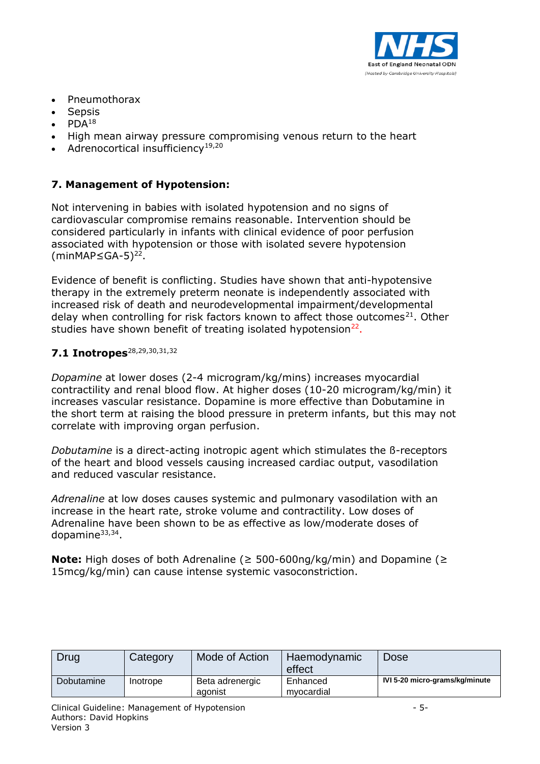- Pneumothorax
- Sepsis
- PDA[18]
- High mean airway pressure compromising venous return to the heart
- Adrenocortical insufficiency[19,20]

## 7. Management of Hypotension:

Not intervening in babies with isolated hypotension and no signs of cardiovascular compromise remains reasonable. Intervention should be considered particularly in infants with clinical evidence of poor perfusion associated with hypotension or those with isolated severe hypotension (minMAP≤GA-5)[22].

Evidence of benefit is conflicting. Studies have shown that anti-hypotensive therapy in the extremely preterm neonate is independently associated with increased risk of death and neurodevelopmental impairment/developmental delay when controlling for risk factors known to affect those outcomes[21]. Other studies have shown benefit of treating isolated hypotension[22].

### 7.1 Inotropes[28,29,30,31,32]

*Dopamine* at lower doses (2-4 microgram/kg/mins) increases myocardial contractility and renal blood flow. At higher doses (10-20 microgram/kg/min) it increases vascular resistance. Dopamine is more effective than Dobutamine in the short term at raising the blood pressure in preterm infants, but this may not correlate with improving organ perfusion.

*Dobutamine* is a direct-acting inotropic agent which stimulates the ß-receptors of the heart and blood vessels causing increased cardiac output, vasodilation and reduced vascular resistance.

*Adrenaline* at low doses causes systemic and pulmonary vasodilation with an increase in the heart rate, stroke volume and contractility. Low doses of Adrenaline have been shown to be as effective as low/moderate doses of dopamine[33,34].

**Note:** High doses of both Adrenaline (≥ 500-600ng/kg/min) and Dopamine (≥ 15mcg/kg/min) can cause intense systemic vasoconstriction.

| Drug | Category | Mode of Action | Haemodynamic effect | Dose |
|---|---|---|---|---|
| Dobutamine | Inotrope | Beta adrenergic agonist | Enhanced myocardial | **IVI 5-20 micro-grams/kg/minute** |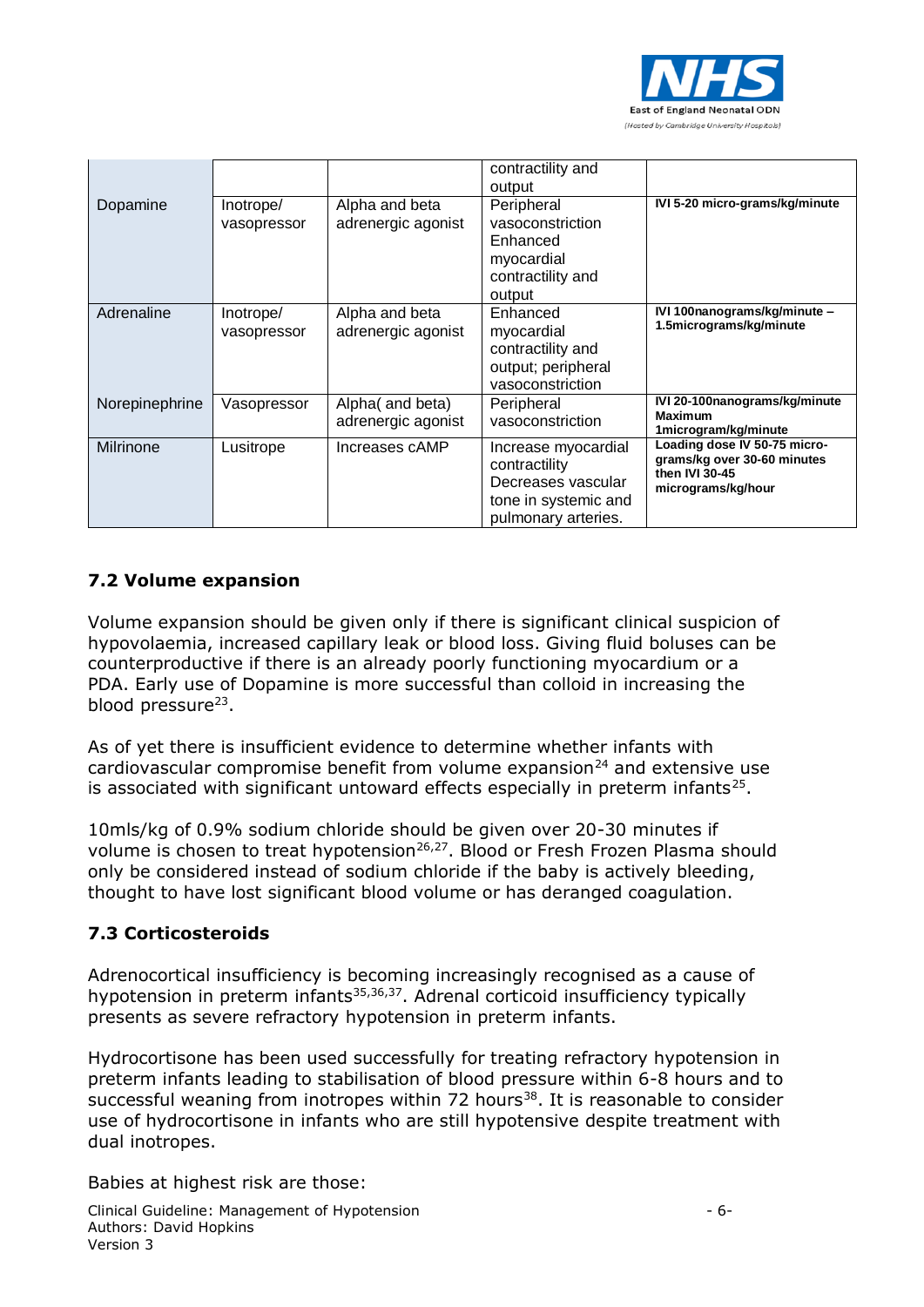| | | | | |
|---|---|---|---|---|
| | | | contractility and output | |
| Dopamine | Inotrope/ vasopressor | Alpha and beta adrenergic agonist | Peripheral vasoconstriction Enhanced myocardial contractility and output | **IVI 5-20 micro-grams/kg/minute** |
| Adrenaline | Inotrope/ vasopressor | Alpha and beta adrenergic agonist | Enhanced myocardial contractility and output; peripheral vasoconstriction | **IVI 100nanograms/kg/minute – 1.5micrograms/kg/minute** |
| Norepinephrine | Vasopressor | Alpha( and beta) adrenergic agonist | Peripheral vasoconstriction | **IVI 20-100nanograms/kg/minute Maximum 1microgram/kg/minute** |
| Milrinone | Lusitrope | Increases cAMP | Increase myocardial contractility Decreases vascular tone in systemic and pulmonary arteries. | **Loading dose IV 50-75 micro-grams/kg over 30-60 minutes then IVI 30-45 micrograms/kg/hour** |

### 7.2 Volume expansion

Volume expansion should be given only if there is significant clinical suspicion of hypovolaemia, increased capillary leak or blood loss. Giving fluid boluses can be counterproductive if there is an already poorly functioning myocardium or a PDA. Early use of Dopamine is more successful than colloid in increasing the blood pressure[23].

As of yet there is insufficient evidence to determine whether infants with cardiovascular compromise benefit from volume expansion[24] and extensive use is associated with significant untoward effects especially in preterm infants[25].

10mls/kg of 0.9% sodium chloride should be given over 20-30 minutes if volume is chosen to treat hypotension[26,27]. Blood or Fresh Frozen Plasma should only be considered instead of sodium chloride if the baby is actively bleeding, thought to have lost significant blood volume or has deranged coagulation.

### 7.3 Corticosteroids

Adrenocortical insufficiency is becoming increasingly recognised as a cause of hypotension in preterm infants[35,36,37]. Adrenal corticoid insufficiency typically presents as severe refractory hypotension in preterm infants.

Hydrocortisone has been used successfully for treating refractory hypotension in preterm infants leading to stabilisation of blood pressure within 6-8 hours and to successful weaning from inotropes within 72 hours[38]. It is reasonable to consider use of hydrocortisone in infants who are still hypotensive despite treatment with dual inotropes.

Babies at highest risk are those: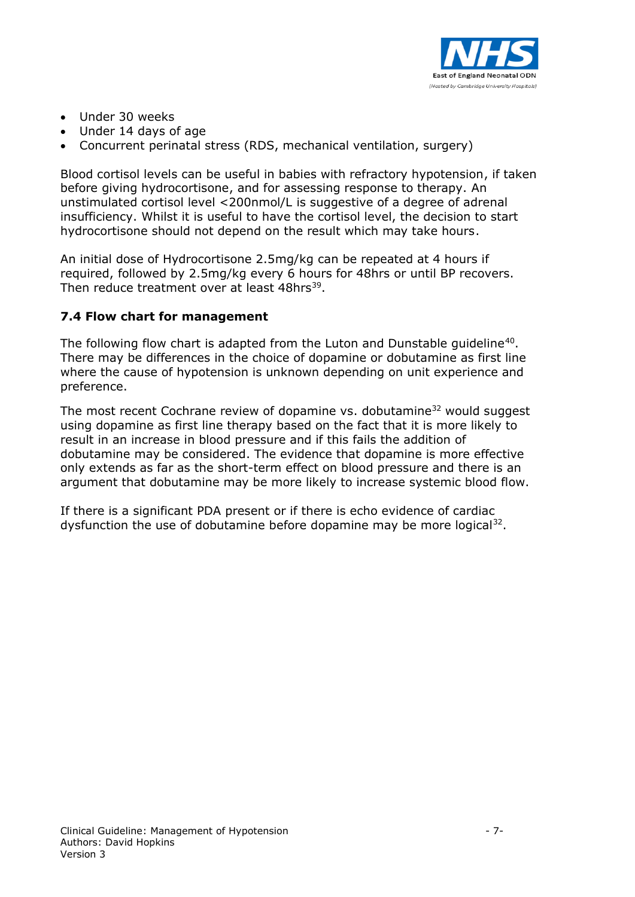- Under 30 weeks
- Under 14 days of age
- Concurrent perinatal stress (RDS, mechanical ventilation, surgery)

Blood cortisol levels can be useful in babies with refractory hypotension, if taken before giving hydrocortisone, and for assessing response to therapy. An unstimulated cortisol level <200nmol/L is suggestive of a degree of adrenal insufficiency. Whilst it is useful to have the cortisol level, the decision to start hydrocortisone should not depend on the result which may take hours.

An initial dose of Hydrocortisone 2.5mg/kg can be repeated at 4 hours if required, followed by 2.5mg/kg every 6 hours for 48hrs or until BP recovers. Then reduce treatment over at least 48hrs[39].

### 7.4 Flow chart for management

The following flow chart is adapted from the Luton and Dunstable guideline[40]. There may be differences in the choice of dopamine or dobutamine as first line where the cause of hypotension is unknown depending on unit experience and preference.

The most recent Cochrane review of dopamine vs. dobutamine[32] would suggest using dopamine as first line therapy based on the fact that it is more likely to result in an increase in blood pressure and if this fails the addition of dobutamine may be considered. The evidence that dopamine is more effective only extends as far as the short-term effect on blood pressure and there is an argument that dobutamine may be more likely to increase systemic blood flow.

If there is a significant PDA present or if there is echo evidence of cardiac dysfunction the use of dobutamine before dopamine may be more logical[32].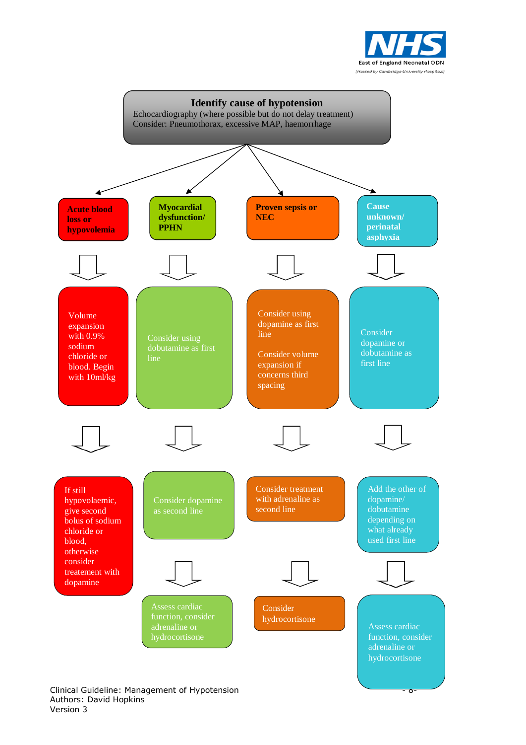## Identify cause of hypotension

Echocardiography (where possible but do not delay treatment)
Consider: Pneumothorax, excessive MAP, haemorrhage

### Acute blood loss or hypovolemia

- Volume expansion with 0.9% sodium chloride or blood. Begin with 10ml/kg
- If still hypovolaemic, give second bolus of sodium chloride or blood, otherwise consider treatement with dopamine

### Myocardial dysfunction/ PPHN

- Consider using dobutamine as first line
- Consider dopamine as second line
- Assess cardiac function, consider adrenaline or hydrocortisone

### Proven sepsis or NEC

- Consider using dopamine as first line

  Consider volume expansion if concerns third spacing
- Consider treatment with adrenaline as second line
- Consider hydrocortisone

### Cause unknown/ perinatal asphyxia

- Consider dopamine or dobutamine as first line
- Add the other of dopamine/ dobutamine depending on what already used first line
- Assess cardiac function, consider adrenaline or hydrocortisone

Clinical Guideline: Management of Hypotension
Authors: David Hopkins
Version 3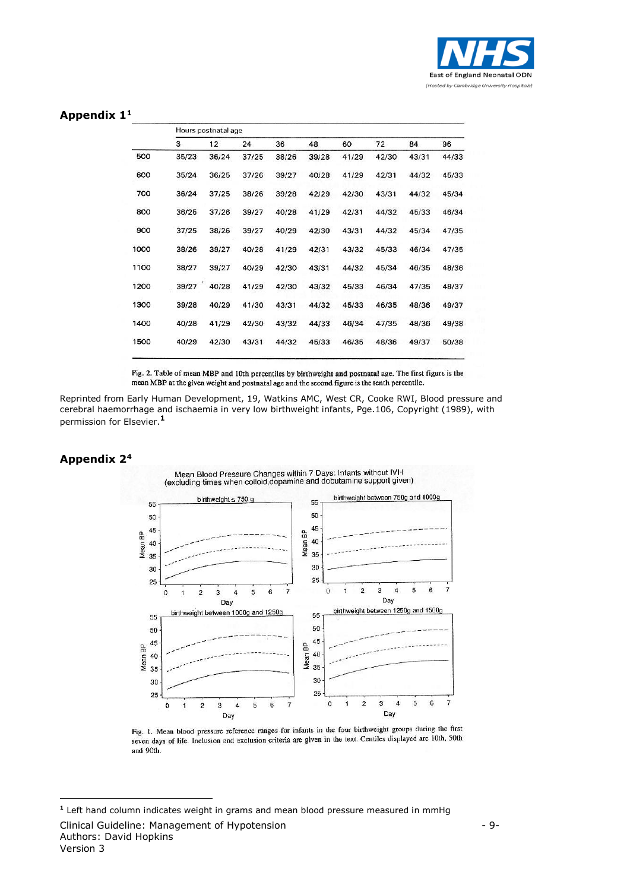## Appendix 1[1]

| | Hours postnatal age | | | | | | | | |
|---|---|---|---|---|---|---|---|---|---|
| | 3 | 12 | 24 | 36 | 48 | 60 | 72 | 84 | 96 |
| 500 | 35/23 | 36/24 | 37/25 | 38/26 | 39/28 | 41/29 | 42/30 | 43/31 | 44/33 |
| 600 | 35/24 | 36/25 | 37/26 | 39/27 | 40/28 | 41/29 | 42/31 | 44/32 | 45/33 |
| 700 | 36/24 | 37/25 | 38/26 | 39/28 | 42/29 | 42/30 | 43/31 | 44/32 | 45/34 |
| 800 | 36/25 | 37/26 | 39/27 | 40/28 | 41/29 | 42/31 | 44/32 | 45/33 | 46/34 |
| 900 | 37/25 | 38/26 | 39/27 | 40/29 | 42/30 | 43/31 | 44/32 | 45/34 | 47/35 |
| 1000 | 38/26 | 39/27 | 40/28 | 41/29 | 42/31 | 43/32 | 45/33 | 46/34 | 47/35 |
| 1100 | 38/27 | 39/27 | 40/29 | 42/30 | 43/31 | 44/32 | 45/34 | 46/35 | 48/36 |
| 1200 | 39/27 | 40/28 | 41/29 | 42/30 | 43/32 | 45/33 | 46/34 | 47/35 | 48/37 |
| 1300 | 39/28 | 40/29 | 41/30 | 43/31 | 44/32 | 45/33 | 46/35 | 48/36 | 49/37 |
| 1400 | 40/28 | 41/29 | 42/30 | 43/32 | 44/33 | 46/34 | 47/35 | 48/36 | 49/38 |
| 1500 | 40/29 | 42/30 | 43/31 | 44/32 | 45/33 | 46/35 | 48/36 | 49/37 | 50/38 |

Fig. 2. Table of mean MBP and 10th percentiles by birthweight and postnatal age. The first figure is the mean MBP at the given weight and postnatal age and the second figure is the tenth percentile.

Reprinted from Early Human Development, 19, Watkins AMC, West CR, Cooke RWI, Blood pressure and cerebral haemorrhage and ischaemia in very low birthweight infants, Pge.106, Copyright (1989), with permission for Elsevier.[1]

## Appendix 2[4]

Mean Blood Pressure Changes within 7 Days: Infants without IVH
(excluding times when colloid,dopamine and dobutamine support given)

Fig. 1. Mean blood pressure reference ranges for infants in the four birthweight groups during the first seven days of life. Inclusion and exclusion criteria are given in the text. Centiles displayed are 10th, 50th and 90th.

[1] Left hand column indicates weight in grams and mean blood pressure measured in mmHg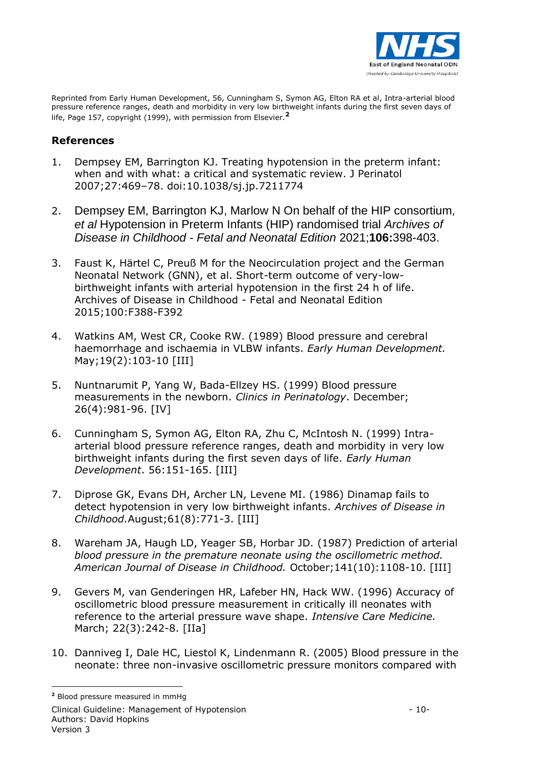Reprinted from Early Human Development, 56, Cunningham S, Symon AG, Elton RA et al, Intra-arterial blood pressure reference ranges, death and morbidity in very low birthweight infants during the first seven days of life, Page 157, copyright (1999), with permission from Elsevier.[2]

## References

1. Dempsey EM, Barrington KJ. Treating hypotension in the preterm infant: when and with what: a critical and systematic review. J Perinatol 2007;27:469–78. doi:10.1038/sj.jp.7211774

2. Dempsey EM, Barrington KJ, Marlow N On behalf of the HIP consortium, *et al* Hypotension in Preterm Infants (HIP) randomised trial *Archives of Disease in Childhood - Fetal and Neonatal Edition* 2021;**106:**398-403.

3. Faust K, Härtel C, Preuß M for the Neocirculation project and the German Neonatal Network (GNN), et al. Short-term outcome of very-low-birthweight infants with arterial hypotension in the first 24 h of life. Archives of Disease in Childhood - Fetal and Neonatal Edition 2015;100:F388-F392

4. Watkins AM, West CR, Cooke RW. (1989) Blood pressure and cerebral haemorrhage and ischaemia in VLBW infants. *Early Human Development.* May;19(2):103-10 [III]

5. Nuntnarumit P, Yang W, Bada-Ellzey HS. (1999) Blood pressure measurements in the newborn. *Clinics in Perinatology*. December; 26(4):981-96. [IV]

6. Cunningham S, Symon AG, Elton RA, Zhu C, McIntosh N. (1999) Intra-arterial blood pressure reference ranges, death and morbidity in very low birthweight infants during the first seven days of life. *Early Human Development*. 56:151-165. [III]

7. Diprose GK, Evans DH, Archer LN, Levene MI. (1986) Dinamap fails to detect hypotension in very low birthweight infants. *Archives of Disease in Childhood.*August;61(8):771-3. [III]

8. Wareham JA, Haugh LD, Yeager SB, Horbar JD. (1987) Prediction of arterial *blood pressure in the premature neonate using the oscillometric method. American Journal of Disease in Childhood.* October;141(10):1108-10. [III]

9. Gevers M, van Genderingen HR, Lafeber HN, Hack WW. (1996) Accuracy of oscillometric blood pressure measurement in critically ill neonates with reference to the arterial pressure wave shape. *Intensive Care Medicine.* March; 22(3):242-8. [IIa]

10. Danniveg I, Dale HC, Liestol K, Lindenmann R. (2005) Blood pressure in the neonate: three non-invasive oscillometric pressure monitors compared with

[2] Blood pressure measured in mmHg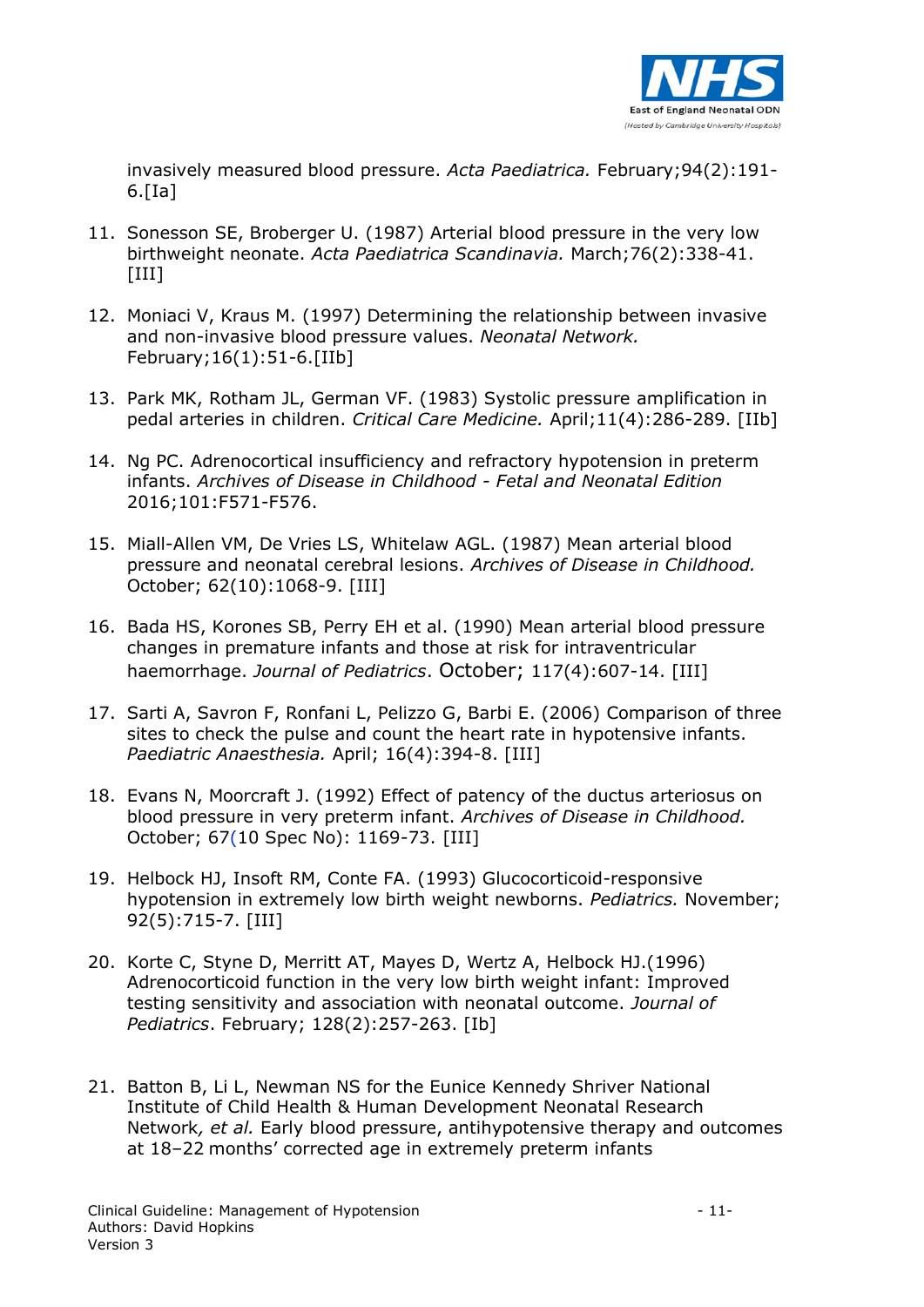invasively measured blood pressure. *Acta Paediatrica.* February;94(2):191-6.[Ia]

11. Sonesson SE, Broberger U. (1987) Arterial blood pressure in the very low birthweight neonate. *Acta Paediatrica Scandinavia.* March;76(2):338-41. [III]

12. Moniaci V, Kraus M. (1997) Determining the relationship between invasive and non-invasive blood pressure values. *Neonatal Network.* February;16(1):51-6.[IIb]

13. Park MK, Rotham JL, German VF. (1983) Systolic pressure amplification in pedal arteries in children. *Critical Care Medicine.* April;11(4):286-289. [IIb]

14. Ng PC. Adrenocortical insufficiency and refractory hypotension in preterm infants. *Archives of Disease in Childhood - Fetal and Neonatal Edition* 2016;101:F571-F576.

15. Miall-Allen VM, De Vries LS, Whitelaw AGL. (1987) Mean arterial blood pressure and neonatal cerebral lesions. *Archives of Disease in Childhood.* October; 62(10):1068-9. [III]

16. Bada HS, Korones SB, Perry EH et al. (1990) Mean arterial blood pressure changes in premature infants and those at risk for intraventricular haemorrhage. *Journal of Pediatrics*. October; 117(4):607-14. [III]

17. Sarti A, Savron F, Ronfani L, Pelizzo G, Barbi E. (2006) Comparison of three sites to check the pulse and count the heart rate in hypotensive infants. *Paediatric Anaesthesia.* April; 16(4):394-8. [III]

18. Evans N, Moorcraft J. (1992) Effect of patency of the ductus arteriosus on blood pressure in very preterm infant. *Archives of Disease in Childhood.* October; 67(10 Spec No): 1169-73. [III]

19. Helbock HJ, Insoft RM, Conte FA. (1993) Glucocorticoid-responsive hypotension in extremely low birth weight newborns. *Pediatrics.* November; 92(5):715-7. [III]

20. Korte C, Styne D, Merritt AT, Mayes D, Wertz A, Helbock HJ.(1996) Adrenocorticoid function in the very low birth weight infant: Improved testing sensitivity and association with neonatal outcome. *Journal of Pediatrics*. February; 128(2):257-263. [Ib]

21. Batton B, Li L, Newman NS for the Eunice Kennedy Shriver National Institute of Child Health & Human Development Neonatal Research Network*, et al.* Early blood pressure, antihypotensive therapy and outcomes at 18–22 months' corrected age in extremely preterm infants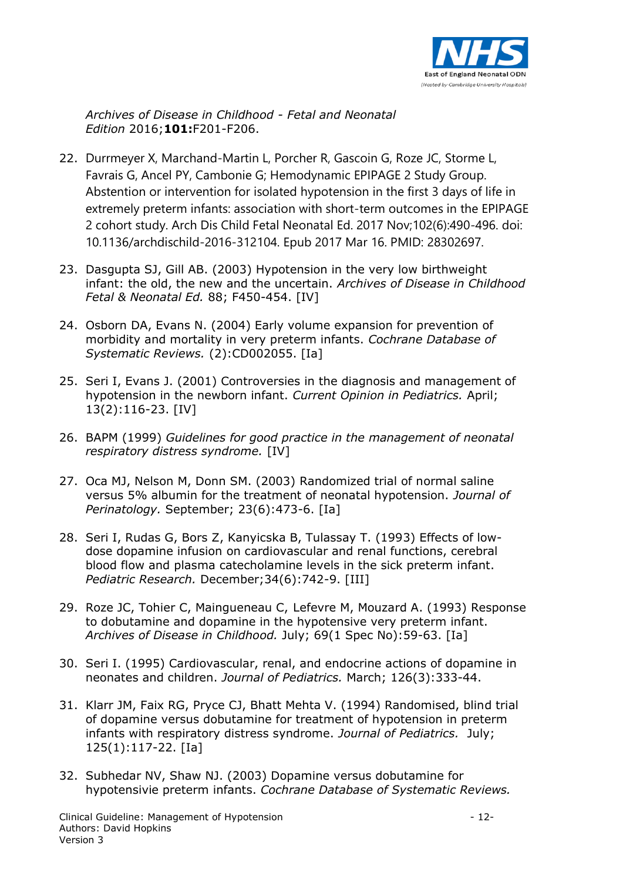*Archives of Disease in Childhood - Fetal and Neonatal Edition* 2016;**101:**F201-F206.

22. Durrmeyer X, Marchand-Martin L, Porcher R, Gascoin G, Roze JC, Storme L, Favrais G, Ancel PY, Cambonie G; Hemodynamic EPIPAGE 2 Study Group. Abstention or intervention for isolated hypotension in the first 3 days of life in extremely preterm infants: association with short-term outcomes in the EPIPAGE 2 cohort study. Arch Dis Child Fetal Neonatal Ed. 2017 Nov;102(6):490-496. doi: 10.1136/archdischild-2016-312104. Epub 2017 Mar 16. PMID: 28302697.

23. Dasgupta SJ, Gill AB. (2003) Hypotension in the very low birthweight infant: the old, the new and the uncertain. *Archives of Disease in Childhood Fetal & Neonatal Ed.* 88; F450-454. [IV]

24. Osborn DA, Evans N. (2004) Early volume expansion for prevention of morbidity and mortality in very preterm infants. *Cochrane Database of Systematic Reviews.* (2):CD002055. [Ia]

25. Seri I, Evans J. (2001) Controversies in the diagnosis and management of hypotension in the newborn infant. *Current Opinion in Pediatrics.* April; 13(2):116-23. [IV]

26. BAPM (1999) *Guidelines for good practice in the management of neonatal respiratory distress syndrome.* [IV]

27. Oca MJ, Nelson M, Donn SM. (2003) Randomized trial of normal saline versus 5% albumin for the treatment of neonatal hypotension. *Journal of Perinatology.* September; 23(6):473-6. [Ia]

28. Seri I, Rudas G, Bors Z, Kanyicska B, Tulassay T. (1993) Effects of low-dose dopamine infusion on cardiovascular and renal functions, cerebral blood flow and plasma catecholamine levels in the sick preterm infant. *Pediatric Research.* December;34(6):742-9. [III]

29. Roze JC, Tohier C, Maingueneau C, Lefevre M, Mouzard A. (1993) Response to dobutamine and dopamine in the hypotensive very preterm infant. *Archives of Disease in Childhood.* July; 69(1 Spec No):59-63. [Ia]

30. Seri I. (1995) Cardiovascular, renal, and endocrine actions of dopamine in neonates and children. *Journal of Pediatrics.* March; 126(3):333-44.

31. Klarr JM, Faix RG, Pryce CJ, Bhatt Mehta V. (1994) Randomised, blind trial of dopamine versus dobutamine for treatment of hypotension in preterm infants with respiratory distress syndrome. *Journal of Pediatrics.* July; 125(1):117-22. [Ia]

32. Subhedar NV, Shaw NJ. (2003) Dopamine versus dobutamine for hypotensivie preterm infants. *Cochrane Database of Systematic Reviews.*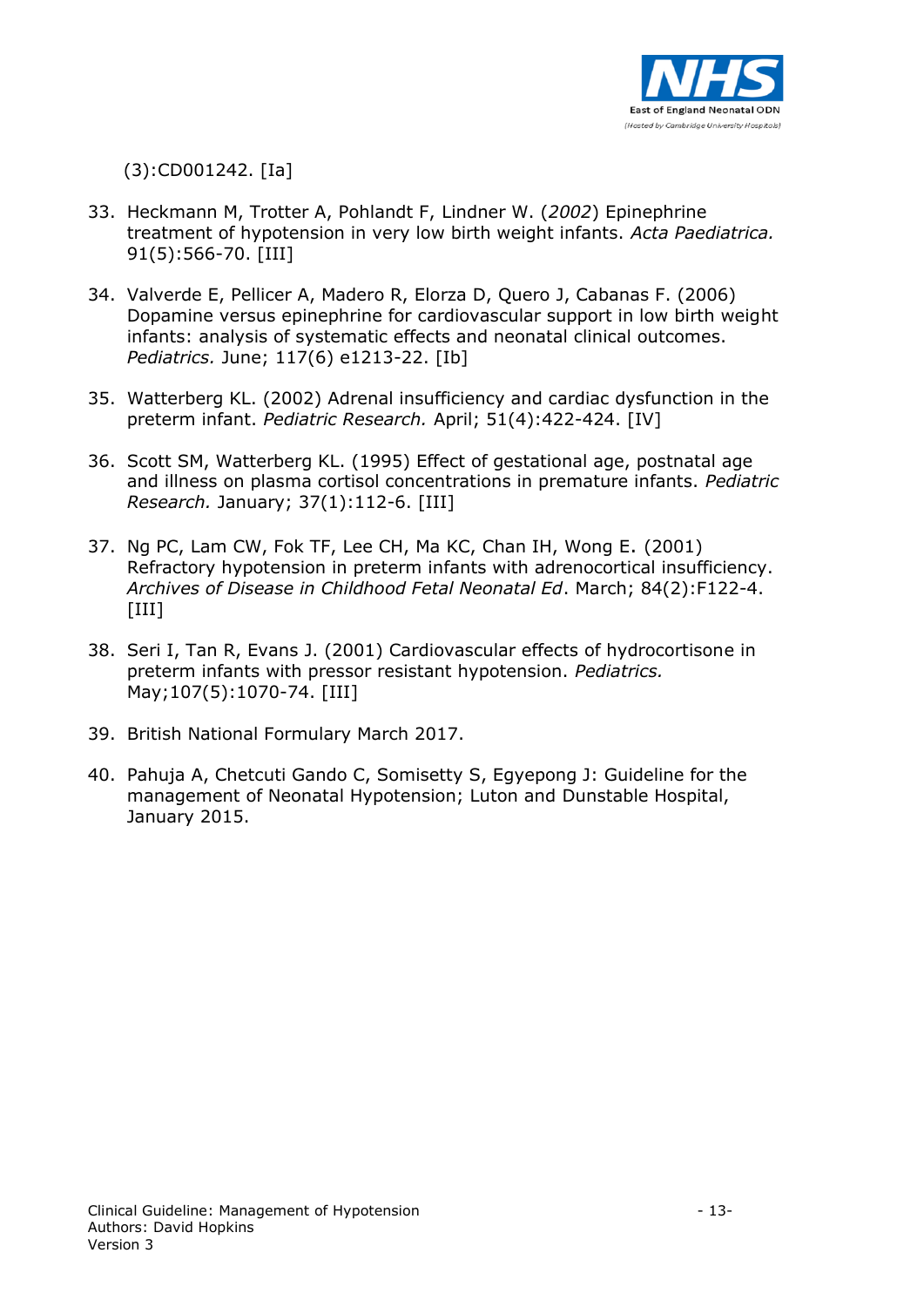(3):CD001242. [Ia]

33. Heckmann M, Trotter A, Pohlandt F, Lindner W. (*2002*) Epinephrine treatment of hypotension in very low birth weight infants. *Acta Paediatrica.* 91(5):566-70. [III]

34. Valverde E, Pellicer A, Madero R, Elorza D, Quero J, Cabanas F. (2006) Dopamine versus epinephrine for cardiovascular support in low birth weight infants: analysis of systematic effects and neonatal clinical outcomes. *Pediatrics.* June; 117(6) e1213-22. [Ib]

35. Watterberg KL. (2002) Adrenal insufficiency and cardiac dysfunction in the preterm infant. *Pediatric Research.* April; 51(4):422-424. [IV]

36. Scott SM, Watterberg KL. (1995) Effect of gestational age, postnatal age and illness on plasma cortisol concentrations in premature infants. *Pediatric Research.* January; 37(1):112-6. [III]

37. Ng PC, Lam CW, Fok TF, Lee CH, Ma KC, Chan IH, Wong E. (2001) Refractory hypotension in preterm infants with adrenocortical insufficiency. *Archives of Disease in Childhood Fetal Neonatal Ed*. March; 84(2):F122-4. [III]

38. Seri I, Tan R, Evans J. (2001) Cardiovascular effects of hydrocortisone in preterm infants with pressor resistant hypotension. *Pediatrics.* May;107(5):1070-74. [III]

39. British National Formulary March 2017.

40. Pahuja A, Chetcuti Gando C, Somisetty S, Egyepong J: Guideline for the management of Neonatal Hypotension; Luton and Dunstable Hospital, January 2015.